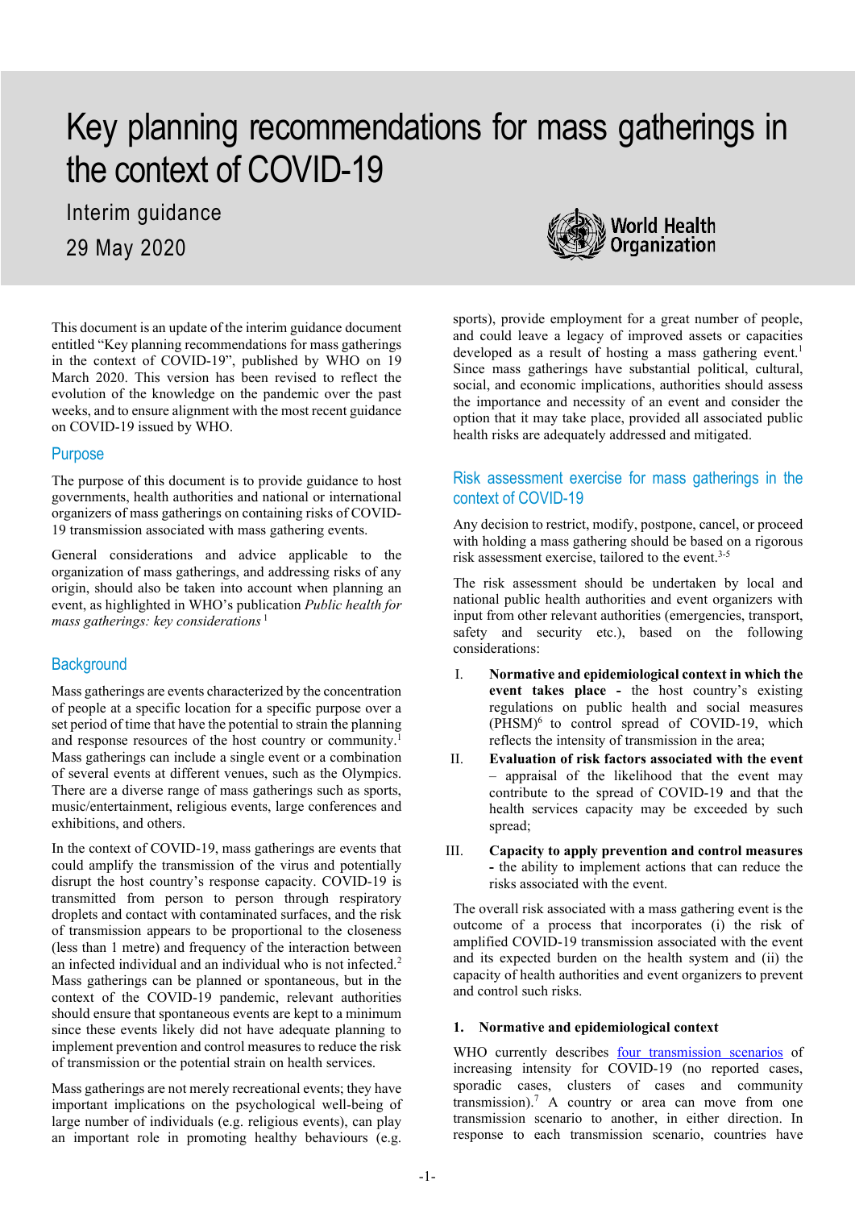# Key planning recommendations for mass gatherings in the context of COVID-19

Interim guidance

29 May 2020

This document is an update of the interim guidance document entitled "Key planning recommendations for mass gatherings in the context of COVID-19", published by WHO on 19 March 2020. This version has been revised to reflect the evolution of the knowledge on the pandemic over the past weeks, and to ensure alignment with the most recent guidance on COVID-19 issued by WHO.

## Purpose

The purpose of this document is to provide guidance to host governments, health authorities and national or international organizers of mass gatherings on containing risks of COVID-19 transmission associated with mass gathering events.

General considerations and advice applicable to the organization of mass gatherings, and addressing risks of any origin, should also be taken into account when planning an event, as highlighted in WHO's publication *Public health for mass gatherings: key considerations* [1]

## Background

Mass gatherings are events characterized by the concentration of people at a specific location for a specific purpose over a set period of time that have the potential to strain the planning and response resources of the host country or community.[1] Mass gatherings can include a single event or a combination of several events at different venues, such as the Olympics. There are a diverse range of mass gatherings such as sports, music/entertainment, religious events, large conferences and exhibitions, and others.

In the context of COVID-19, mass gatherings are events that could amplify the transmission of the virus and potentially disrupt the host country's response capacity. COVID-19 is transmitted from person to person through respiratory droplets and contact with contaminated surfaces, and the risk of transmission appears to be proportional to the closeness (less than 1 metre) and frequency of the interaction between an infected individual and an individual who is not infected.[2] Mass gatherings can be planned or spontaneous, but in the context of the COVID-19 pandemic, relevant authorities should ensure that spontaneous events are kept to a minimum since these events likely did not have adequate planning to implement prevention and control measures to reduce the risk of transmission or the potential strain on health services.

Mass gatherings are not merely recreational events; they have important implications on the psychological well-being of large number of individuals (e.g. religious events), can play an important role in promoting healthy behaviours (e.g. sports), provide employment for a great number of people, and could leave a legacy of improved assets or capacities developed as a result of hosting a mass gathering event.[1] Since mass gatherings have substantial political, cultural, social, and economic implications, authorities should assess the importance and necessity of an event and consider the option that it may take place, provided all associated public health risks are adequately addressed and mitigated.

## Risk assessment exercise for mass gatherings in the context of COVID-19

Any decision to restrict, modify, postpone, cancel, or proceed with holding a mass gathering should be based on a rigorous risk assessment exercise, tailored to the event.[3-5]

The risk assessment should be undertaken by local and national public health authorities and event organizers with input from other relevant authorities (emergencies, transport, safety and security etc.), based on the following considerations:

I. **Normative and epidemiological context in which the event takes place -** the host country's existing regulations on public health and social measures (PHSM)[6] to control spread of COVID-19, which reflects the intensity of transmission in the area;

II. **Evaluation of risk factors associated with the event** – appraisal of the likelihood that the event may contribute to the spread of COVID-19 and that the health services capacity may be exceeded by such spread;

III. **Capacity to apply prevention and control measures -** the ability to implement actions that can reduce the risks associated with the event.

The overall risk associated with a mass gathering event is the outcome of a process that incorporates (i) the risk of amplified COVID-19 transmission associated with the event and its expected burden on the health system and (ii) the capacity of health authorities and event organizers to prevent and control such risks.

### 1. Normative and epidemiological context

WHO currently describes [four transmission scenarios]() of increasing intensity for COVID-19 (no reported cases, sporadic cases, clusters of cases and community transmission).[7] A country or area can move from one transmission scenario to another, in either direction. In response to each transmission scenario, countries have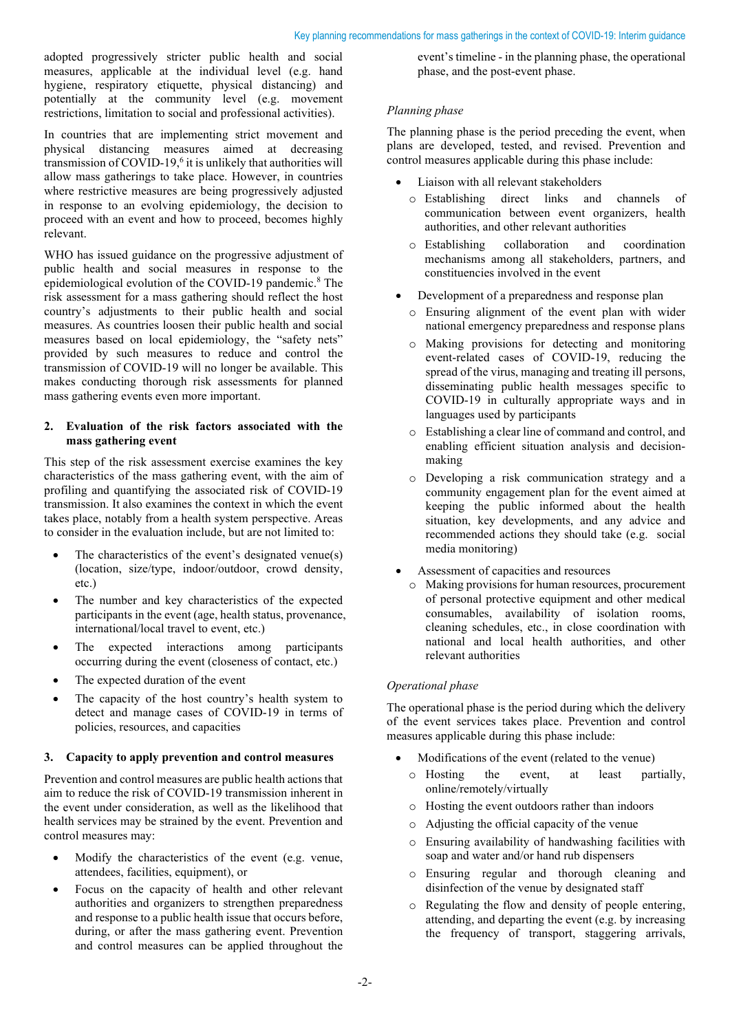adopted progressively stricter public health and social measures, applicable at the individual level (e.g. hand hygiene, respiratory etiquette, physical distancing) and potentially at the community level (e.g. movement restrictions, limitation to social and professional activities).

In countries that are implementing strict movement and physical distancing measures aimed at decreasing transmission of COVID-19,[6] it is unlikely that authorities will allow mass gatherings to take place. However, in countries where restrictive measures are being progressively adjusted in response to an evolving epidemiology, the decision to proceed with an event and how to proceed, becomes highly relevant.

WHO has issued guidance on the progressive adjustment of public health and social measures in response to the epidemiological evolution of the COVID-19 pandemic.[8] The risk assessment for a mass gathering should reflect the host country's adjustments to their public health and social measures. As countries loosen their public health and social measures based on local epidemiology, the "safety nets" provided by such measures to reduce and control the transmission of COVID-19 will no longer be available. This makes conducting thorough risk assessments for planned mass gathering events even more important.

## 2. Evaluation of the risk factors associated with the mass gathering event

This step of the risk assessment exercise examines the key characteristics of the mass gathering event, with the aim of profiling and quantifying the associated risk of COVID-19 transmission. It also examines the context in which the event takes place, notably from a health system perspective. Areas to consider in the evaluation include, but are not limited to:

- The characteristics of the event's designated venue(s) (location, size/type, indoor/outdoor, crowd density, etc.)
- The number and key characteristics of the expected participants in the event (age, health status, provenance, international/local travel to event, etc.)
- The expected interactions among participants occurring during the event (closeness of contact, etc.)
- The expected duration of the event
- The capacity of the host country's health system to detect and manage cases of COVID-19 in terms of policies, resources, and capacities

## 3. Capacity to apply prevention and control measures

Prevention and control measures are public health actions that aim to reduce the risk of COVID-19 transmission inherent in the event under consideration, as well as the likelihood that health services may be strained by the event. Prevention and control measures may:

- Modify the characteristics of the event (e.g. venue, attendees, facilities, equipment), or
- Focus on the capacity of health and other relevant authorities and organizers to strengthen preparedness and response to a public health issue that occurs before, during, or after the mass gathering event. Prevention and control measures can be applied throughout the event's timeline - in the planning phase, the operational phase, and the post-event phase.

*Planning phase*

The planning phase is the period preceding the event, when plans are developed, tested, and revised. Prevention and control measures applicable during this phase include:

- Liaison with all relevant stakeholders
  - Establishing direct links and channels of communication between event organizers, health authorities, and other relevant authorities
  - Establishing collaboration and coordination mechanisms among all stakeholders, partners, and constituencies involved in the event
- Development of a preparedness and response plan
  - Ensuring alignment of the event plan with wider national emergency preparedness and response plans
  - Making provisions for detecting and monitoring event-related cases of COVID-19, reducing the spread of the virus, managing and treating ill persons, disseminating public health messages specific to COVID-19 in culturally appropriate ways and in languages used by participants
  - Establishing a clear line of command and control, and enabling efficient situation analysis and decision-making
  - Developing a risk communication strategy and a community engagement plan for the event aimed at keeping the public informed about the health situation, key developments, and any advice and recommended actions they should take (e.g. social media monitoring)
- Assessment of capacities and resources
  - Making provisions for human resources, procurement of personal protective equipment and other medical consumables, availability of isolation rooms, cleaning schedules, etc., in close coordination with national and local health authorities, and other relevant authorities

*Operational phase*

The operational phase is the period during which the delivery of the event services takes place. Prevention and control measures applicable during this phase include:

- Modifications of the event (related to the venue)
  - Hosting the event, at least partially, online/remotely/virtually
  - Hosting the event outdoors rather than indoors
  - Adjusting the official capacity of the venue
  - Ensuring availability of handwashing facilities with soap and water and/or hand rub dispensers
  - Ensuring regular and thorough cleaning and disinfection of the venue by designated staff
  - Regulating the flow and density of people entering, attending, and departing the event (e.g. by increasing the frequency of transport, staggering arrivals,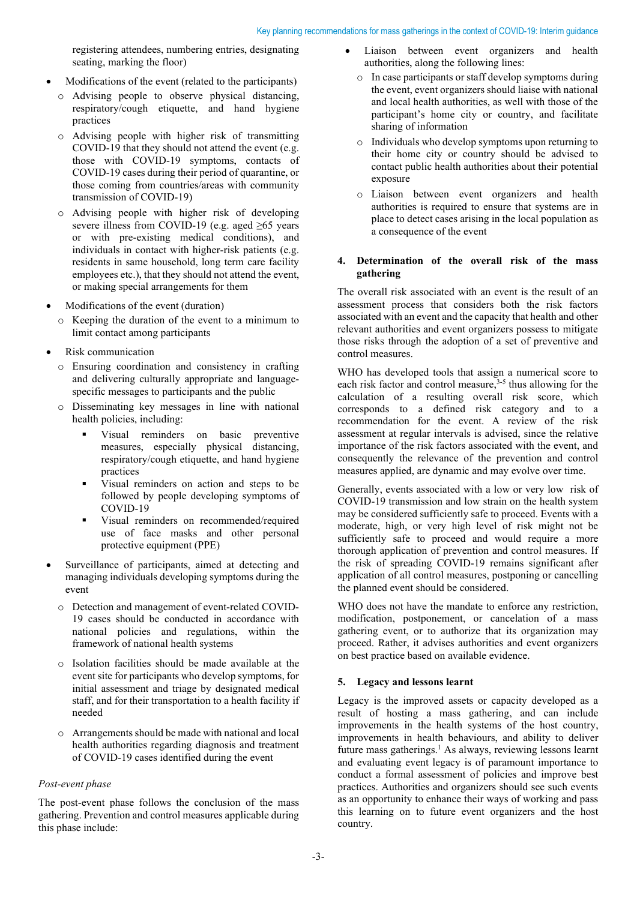registering attendees, numbering entries, designating seating, marking the floor)

- Modifications of the event (related to the participants)
  - Advising people to observe physical distancing, respiratory/cough etiquette, and hand hygiene practices
  - Advising people with higher risk of transmitting COVID-19 that they should not attend the event (e.g. those with COVID-19 symptoms, contacts of COVID-19 cases during their period of quarantine, or those coming from countries/areas with community transmission of COVID-19)
  - Advising people with higher risk of developing severe illness from COVID-19 (e.g. aged ≥65 years or with pre-existing medical conditions), and individuals in contact with higher-risk patients (e.g. residents in same household, long term care facility employees etc.), that they should not attend the event, or making special arrangements for them
- Modifications of the event (duration)
  - Keeping the duration of the event to a minimum to limit contact among participants
- Risk communication
  - Ensuring coordination and consistency in crafting and delivering culturally appropriate and language-specific messages to participants and the public
  - Disseminating key messages in line with national health policies, including:
    - Visual reminders on basic preventive measures, especially physical distancing, respiratory/cough etiquette, and hand hygiene practices
    - Visual reminders on action and steps to be followed by people developing symptoms of COVID-19
    - Visual reminders on recommended/required use of face masks and other personal protective equipment (PPE)
- Surveillance of participants, aimed at detecting and managing individuals developing symptoms during the event
  - Detection and management of event-related COVID-19 cases should be conducted in accordance with national policies and regulations, within the framework of national health systems
  - Isolation facilities should be made available at the event site for participants who develop symptoms, for initial assessment and triage by designated medical staff, and for their transportation to a health facility if needed
  - Arrangements should be made with national and local health authorities regarding diagnosis and treatment of COVID-19 cases identified during the event

*Post-event phase*

The post-event phase follows the conclusion of the mass gathering. Prevention and control measures applicable during this phase include:

- Liaison between event organizers and health authorities, along the following lines:
  - In case participants or staff develop symptoms during the event, event organizers should liaise with national and local health authorities, as well with those of the participant's home city or country, and facilitate sharing of information
  - Individuals who develop symptoms upon returning to their home city or country should be advised to contact public health authorities about their potential exposure
  - Liaison between event organizers and health authorities is required to ensure that systems are in place to detect cases arising in the local population as a consequence of the event

## 4. Determination of the overall risk of the mass gathering

The overall risk associated with an event is the result of an assessment process that considers both the risk factors associated with an event and the capacity that health and other relevant authorities and event organizers possess to mitigate those risks through the adoption of a set of preventive and control measures.

WHO has developed tools that assign a numerical score to each risk factor and control measure,[3-5] thus allowing for the calculation of a resulting overall risk score, which corresponds to a defined risk category and to a recommendation for the event. A review of the risk assessment at regular intervals is advised, since the relative importance of the risk factors associated with the event, and consequently the relevance of the prevention and control measures applied, are dynamic and may evolve over time.

Generally, events associated with a low or very low risk of COVID-19 transmission and low strain on the health system may be considered sufficiently safe to proceed. Events with a moderate, high, or very high level of risk might not be sufficiently safe to proceed and would require a more thorough application of prevention and control measures. If the risk of spreading COVID-19 remains significant after application of all control measures, postponing or cancelling the planned event should be considered.

WHO does not have the mandate to enforce any restriction, modification, postponement, or cancelation of a mass gathering event, or to authorize that its organization may proceed. Rather, it advises authorities and event organizers on best practice based on available evidence.

## 5. Legacy and lessons learnt

Legacy is the improved assets or capacity developed as a result of hosting a mass gathering, and can include improvements in the health systems of the host country, improvements in health behaviours, and ability to deliver future mass gatherings.[1] As always, reviewing lessons learnt and evaluating event legacy is of paramount importance to conduct a formal assessment of policies and improve best practices. Authorities and organizers should see such events as an opportunity to enhance their ways of working and pass this learning on to future event organizers and the host country.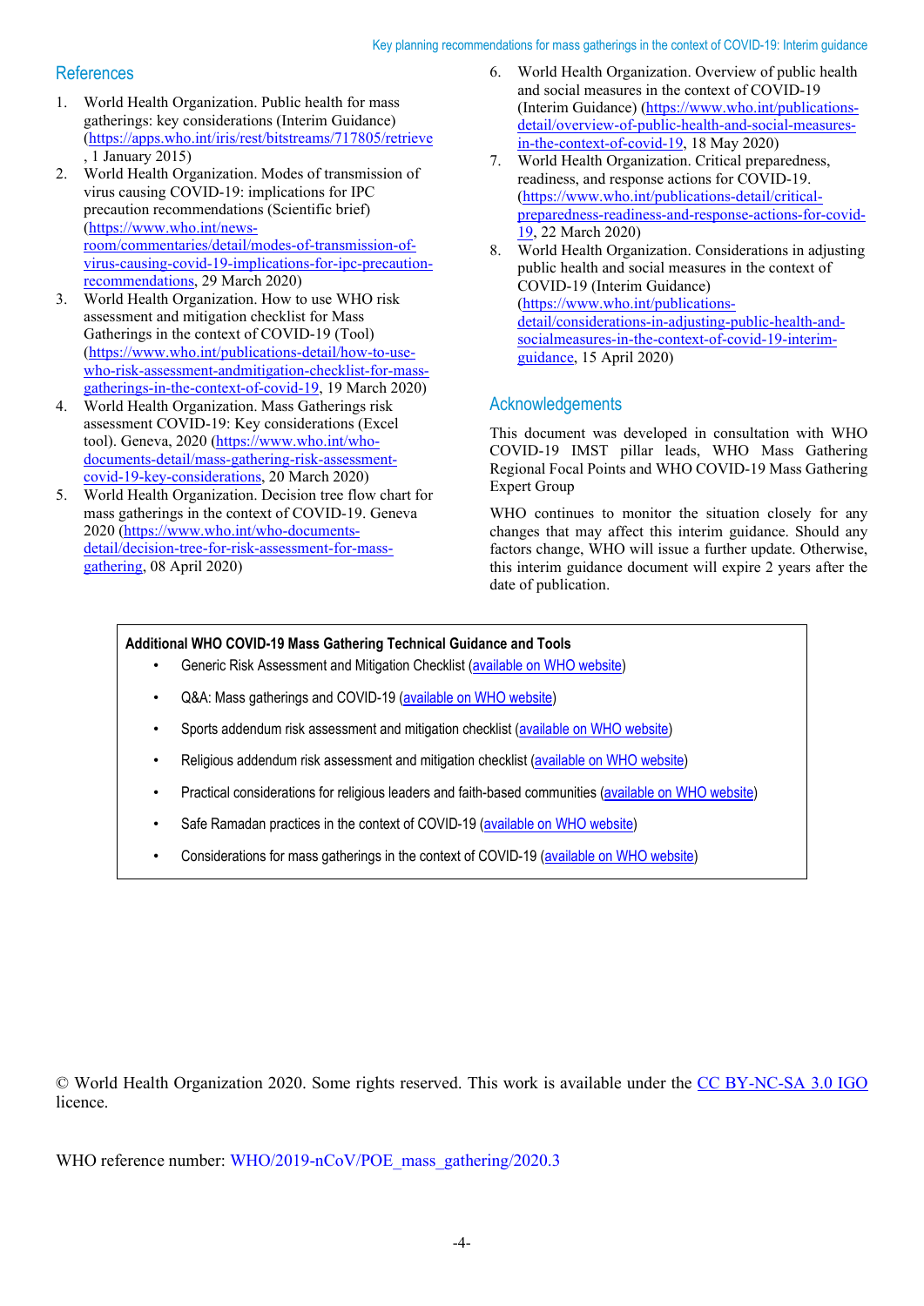## References

1. World Health Organization. Public health for mass gatherings: key considerations (Interim Guidance) (https://apps.who.int/iris/rest/bitstreams/717805/retrieve, 1 January 2015)
2. World Health Organization. Modes of transmission of virus causing COVID-19: implications for IPC precaution recommendations (Scientific brief) (https://www.who.int/news-room/commentaries/detail/modes-of-transmission-of-virus-causing-covid-19-implications-for-ipc-precaution-recommendations, 29 March 2020)
3. World Health Organization. How to use WHO risk assessment and mitigation checklist for Mass Gatherings in the context of COVID-19 (Tool) (https://www.who.int/publications-detail/how-to-use-who-risk-assessment-andmitigation-checklist-for-mass-gatherings-in-the-context-of-covid-19, 19 March 2020)
4. World Health Organization. Mass Gatherings risk assessment COVID-19: Key considerations (Excel tool). Geneva, 2020 (https://www.who.int/who-documents-detail/mass-gathering-risk-assessment-covid-19-key-considerations, 20 March 2020)
5. World Health Organization. Decision tree flow chart for mass gatherings in the context of COVID-19. Geneva 2020 (https://www.who.int/who-documents-detail/decision-tree-for-risk-assessment-for-mass-gathering, 08 April 2020)
6. World Health Organization. Overview of public health and social measures in the context of COVID-19 (Interim Guidance) (https://www.who.int/publications-detail/overview-of-public-health-and-social-measures-in-the-context-of-covid-19, 18 May 2020)
7. World Health Organization. Critical preparedness, readiness, and response actions for COVID-19. (https://www.who.int/publications-detail/critical-preparedness-readiness-and-response-actions-for-covid-19, 22 March 2020)
8. World Health Organization. Considerations in adjusting public health and social measures in the context of COVID-19 (Interim Guidance) (https://www.who.int/publications-detail/considerations-in-adjusting-public-health-and-socialmeasures-in-the-context-of-covid-19-interim-guidance, 15 April 2020)

## Acknowledgements

This document was developed in consultation with WHO COVID-19 IMST pillar leads, WHO Mass Gathering Regional Focal Points and WHO COVID-19 Mass Gathering Expert Group

WHO continues to monitor the situation closely for any changes that may affect this interim guidance. Should any factors change, WHO will issue a further update. Otherwise, this interim guidance document will expire 2 years after the date of publication.

**Additional WHO COVID-19 Mass Gathering Technical Guidance and Tools**

- Generic Risk Assessment and Mitigation Checklist (available on WHO website)
- Q&A: Mass gatherings and COVID-19 (available on WHO website)
- Sports addendum risk assessment and mitigation checklist (available on WHO website)
- Religious addendum risk assessment and mitigation checklist (available on WHO website)
- Practical considerations for religious leaders and faith-based communities (available on WHO website)
- Safe Ramadan practices in the context of COVID-19 (available on WHO website)
- Considerations for mass gatherings in the context of COVID-19 (available on WHO website)

© World Health Organization 2020. Some rights reserved. This work is available under the CC BY-NC-SA 3.0 IGO licence.

WHO reference number: WHO/2019-nCoV/POE_mass_gathering/2020.3